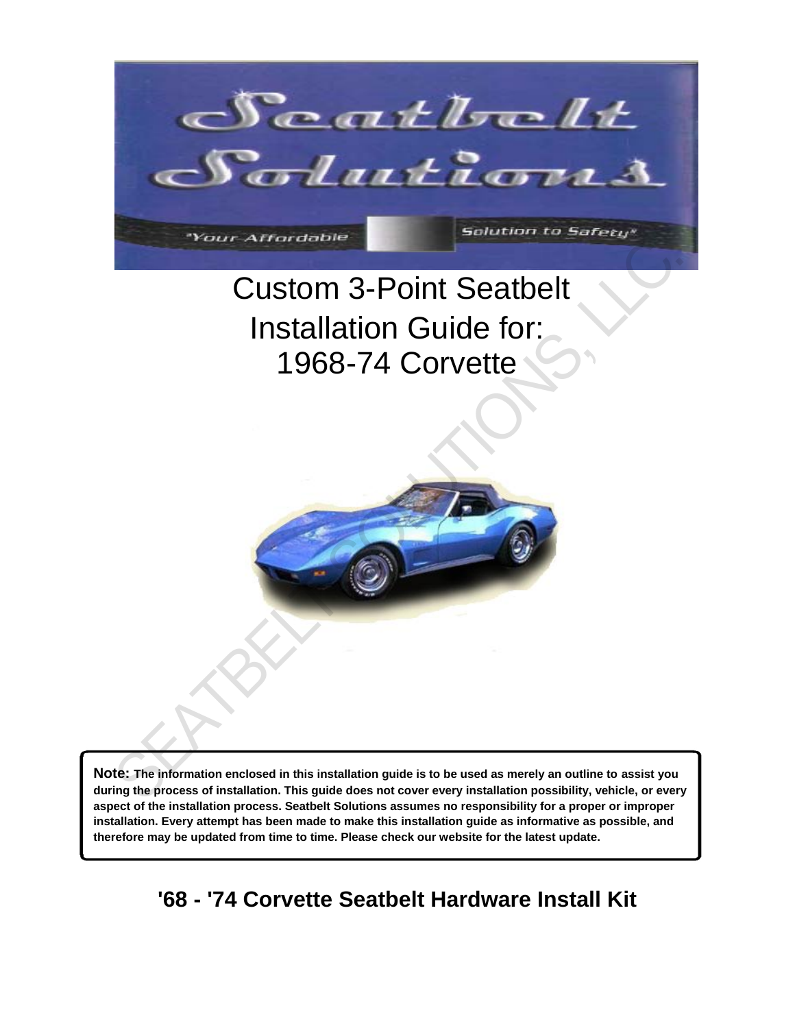# Custom 3-Point Seatbelt Installation Guide for: 1968-74 Corvette

**Note:** **The information enclosed in this installation guide is to be used as merely an outline to assist you during the process of installation. This guide does not cover every installation possibility, vehicle, or every aspect of the installation process. Seatbelt Solutions assumes no responsibility for a proper or improper installation. Every attempt has been made to make this installation guide as informative as possible, and therefore may be updated from time to time. Please check our website for the latest update.**

## '68 - '74 Corvette Seatbelt Hardware Install Kit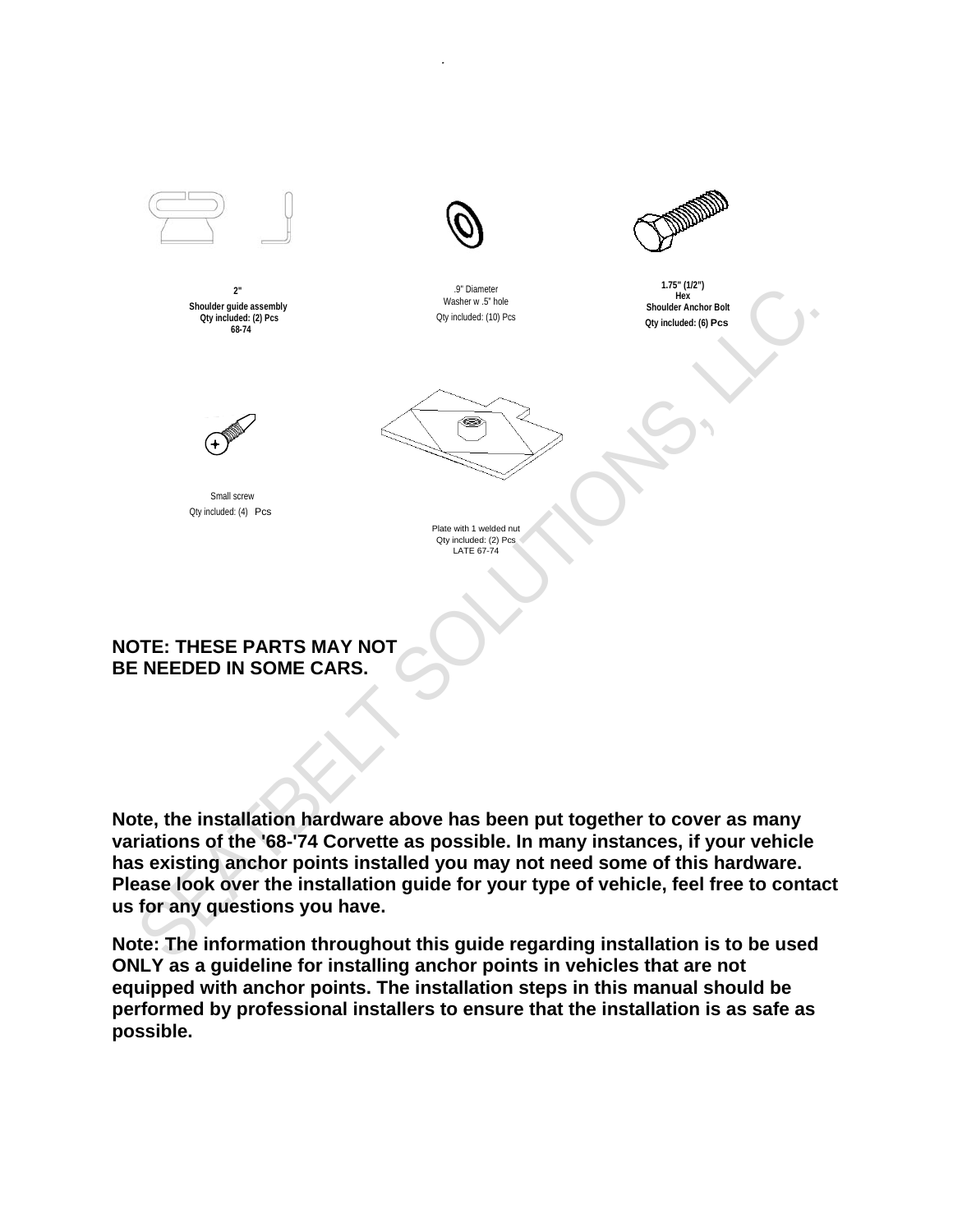2"
Shoulder guide assembly
Qty included: (2) Pcs
68-74

.9" Diameter
Washer w .5" hole
Qty included: (10) Pcs

1.75" (1/2")
Hex
Shoulder Anchor Bolt
Qty included: (6) Pcs

Small screw
Qty included: (4) Pcs

Plate with 1 welded nut
Qty included: (2) Pcs
LATE 67-74

**NOTE: THESE PARTS MAY NOT BE NEEDED IN SOME CARS.**

**Note, the installation hardware above has been put together to cover as many variations of the '68-'74 Corvette as possible. In many instances, if your vehicle has existing anchor points installed you may not need some of this hardware. Please look over the installation guide for your type of vehicle, feel free to contact us for any questions you have.**

**Note: The information throughout this guide regarding installation is to be used ONLY as a guideline for installing anchor points in vehicles that are not equipped with anchor points. The installation steps in this manual should be performed by professional installers to ensure that the installation is as safe as possible.**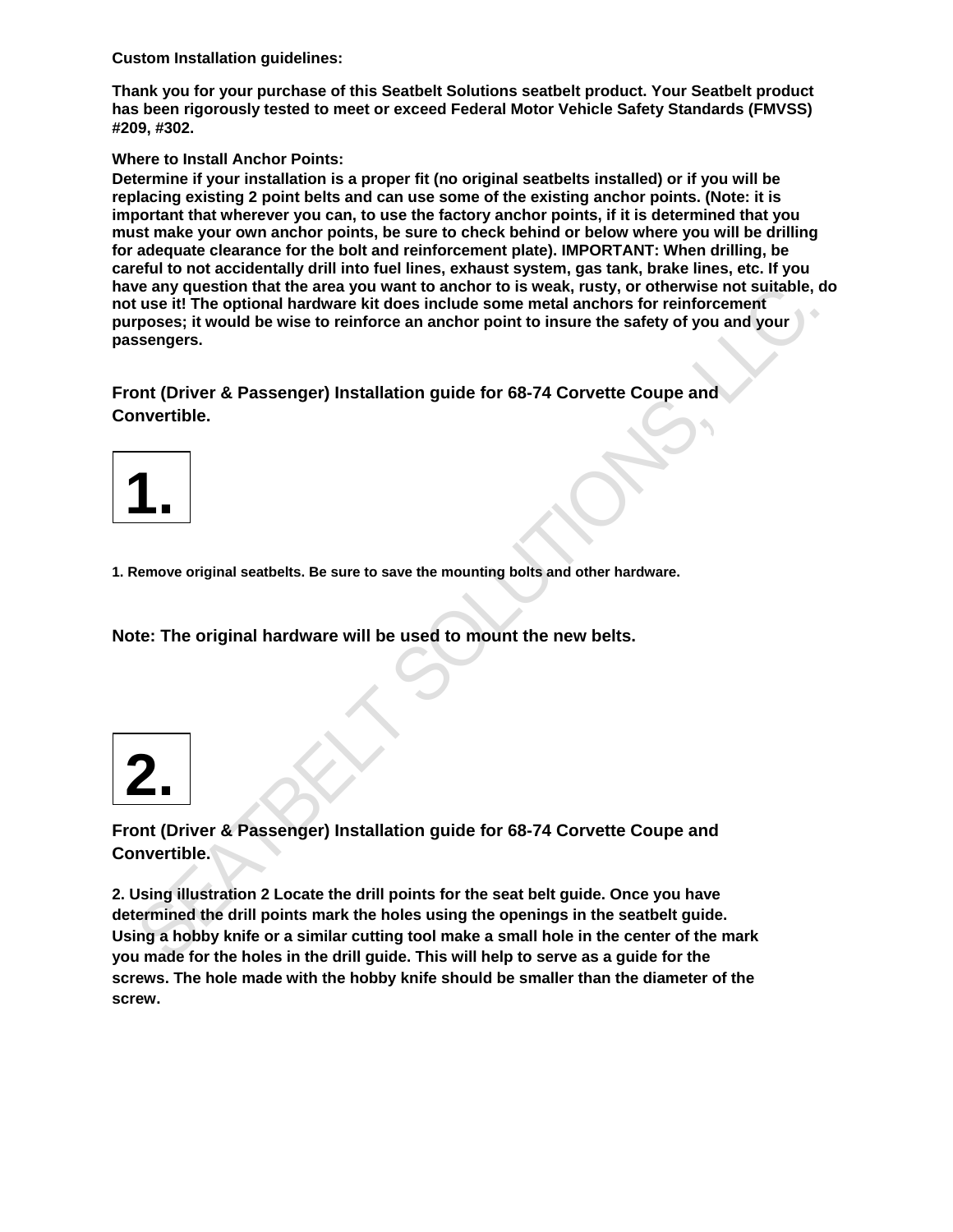**Custom Installation guidelines:**

**Thank you for your purchase of this Seatbelt Solutions seatbelt product. Your Seatbelt product has been rigorously tested to meet or exceed Federal Motor Vehicle Safety Standards (FMVSS) #209, #302.**

**Where to Install Anchor Points:**

**Determine if your installation is a proper fit (no original seatbelts installed) or if you will be replacing existing 2 point belts and can use some of the existing anchor points. (Note: it is important that wherever you can, to use the factory anchor points, if it is determined that you must make your own anchor points, be sure to check behind or below where you will be drilling for adequate clearance for the bolt and reinforcement plate). IMPORTANT: When drilling, be careful to not accidentally drill into fuel lines, exhaust system, gas tank, brake lines, etc. If you have any question that the area you want to anchor to is weak, rusty, or otherwise not suitable, do not use it! The optional hardware kit does include some metal anchors for reinforcement purposes; it would be wise to reinforce an anchor point to insure the safety of you and your passengers.**

## Front (Driver & Passenger) Installation guide for 68-74 Corvette Coupe and Convertible.

# 1.

**1. Remove original seatbelts. Be sure to save the mounting bolts and other hardware.**

**Note: The original hardware will be used to mount the new belts.**

# 2.

## Front (Driver & Passenger) Installation guide for 68-74 Corvette Coupe and Convertible.

**2. Using illustration 2 Locate the drill points for the seat belt guide. Once you have determined the drill points mark the holes using the openings in the seatbelt guide. Using a hobby knife or a similar cutting tool make a small hole in the center of the mark you made for the holes in the drill guide. This will help to serve as a guide for the screws. The hole made with the hobby knife should be smaller than the diameter of the screw.**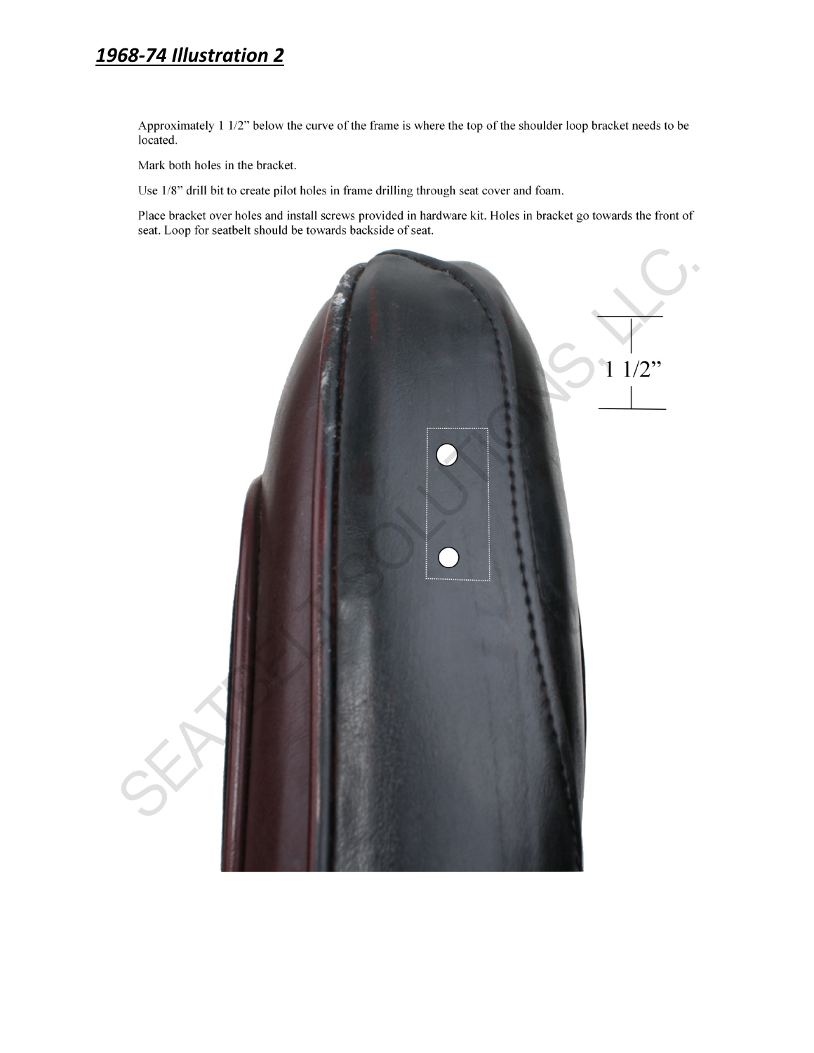## *1968-74 Illustration 2*

Approximately 1 1/2" below the curve of the frame is where the top of the shoulder loop bracket needs to be located.

Mark both holes in the bracket.

Use 1/8" drill bit to create pilot holes in frame drilling through seat cover and foam.

Place bracket over holes and install screws provided in hardware kit. Holes in bracket go towards the front of seat. Loop for seatbelt should be towards backside of seat.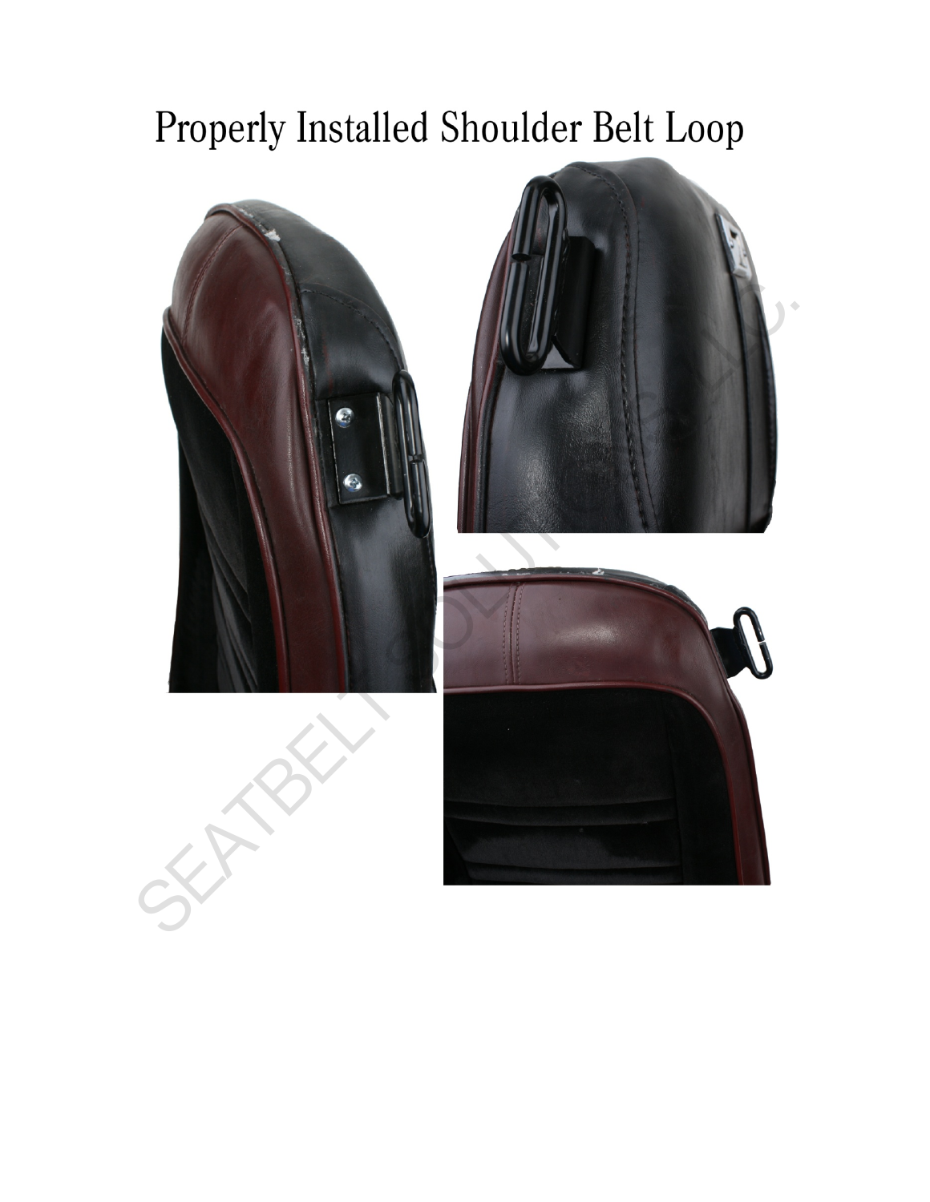# Properly Installed Shoulder Belt Loop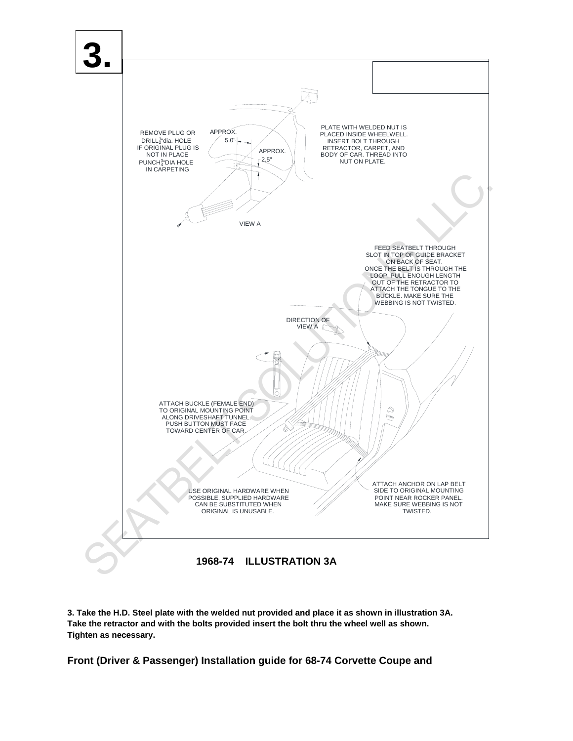# 3.

REMOVE PLUG OR DRILL ½"dia. HOLE IF ORIGINAL PLUG IS NOT IN PLACE PUNCH ¾"DIA HOLE IN CARPETING

APPROX. 5.0"

APPROX. 2.5"

PLATE WITH WELDED NUT IS PLACED INSIDE WHEELWELL. INSERT BOLT THROUGH RETRACTOR, CARPET, AND BODY OF CAR. THREAD INTO NUT ON PLATE.

VIEW A

FEED SEATBELT THROUGH SLOT IN TOP OF GUIDE BRACKET ON BACK OF SEAT. ONCE THE BELT IS THROUGH THE LOOP, PULL ENOUGH LENGTH OUT OF THE RETRACTOR TO ATTACH THE TONGUE TO THE BUCKLE. MAKE SURE THE WEBBING IS NOT TWISTED.

DIRECTION OF VIEW A

ATTACH BUCKLE (FEMALE END) TO ORIGINAL MOUNTING POINT ALONG DRIVESHAFT TUNNEL. PUSH BUTTON MUST FACE TOWARD CENTER OF CAR.

USE ORIGINAL HARDWARE WHEN POSSIBLE, SUPPLIED HARDWARE CAN BE SUBSTITUTED WHEN ORIGINAL IS UNUSABLE.

ATTACH ANCHOR ON LAP BELT SIDE TO ORIGINAL MOUNTING POINT NEAR ROCKER PANEL. MAKE SURE WEBBING IS NOT TWISTED.

**1968-74 ILLUSTRATION 3A**

**3. Take the H.D. Steel plate with the welded nut provided and place it as shown in illustration 3A. Take the retractor and with the bolts provided insert the bolt thru the wheel well as shown. Tighten as necessary.**

**Front (Driver & Passenger) Installation guide for 68-74 Corvette Coupe and**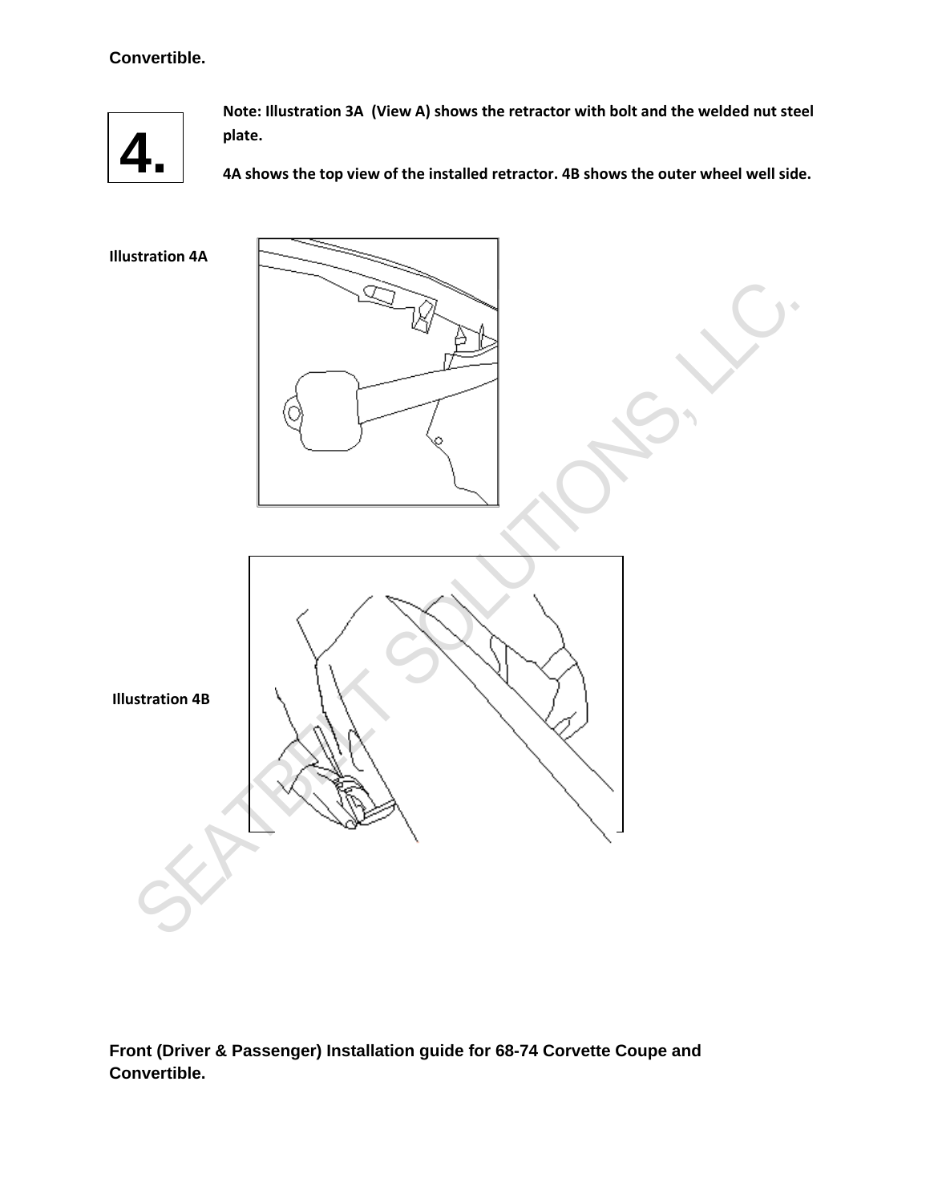**4.**

**Note: Illustration 3A (View A) shows the retractor with bolt and the welded nut steel plate.**

**4A shows the top view of the installed retractor. 4B shows the outer wheel well side.**

**Illustration 4A**

**Illustration 4B**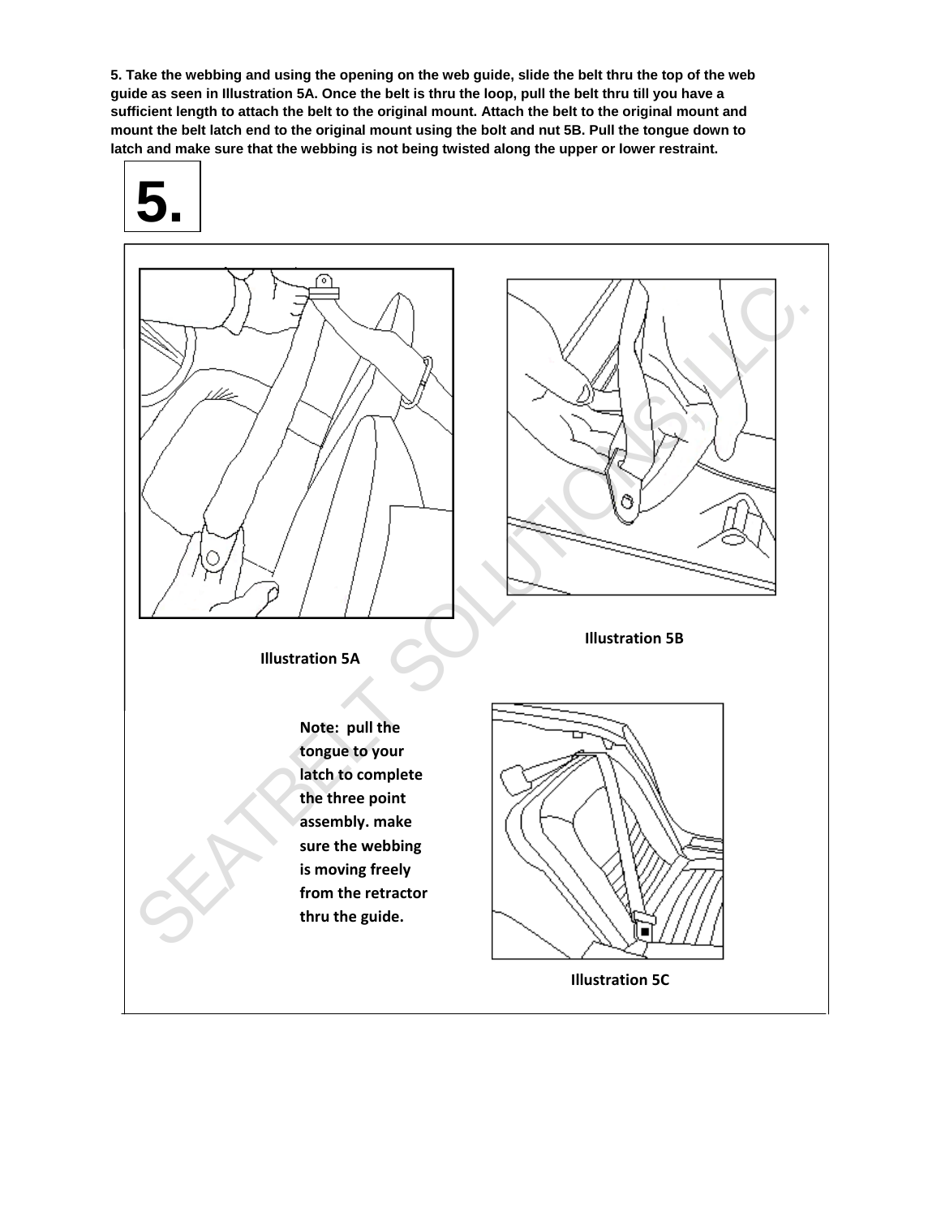**5. Take the webbing and using the opening on the web guide, slide the belt thru the top of the web guide as seen in Illustration 5A. Once the belt is thru the loop, pull the belt thru till you have a sufficient length to attach the belt to the original mount. Attach the belt to the original mount and mount the belt latch end to the original mount using the bolt and nut 5B. Pull the tongue down to latch and make sure that the webbing is not being twisted along the upper or lower restraint.**

# 5.

**Illustration 5A**

**Illustration 5B**

**Note: pull the tongue to your latch to complete the three point assembly. make sure the webbing is moving freely from the retractor thru the guide.**

**Illustration 5C**